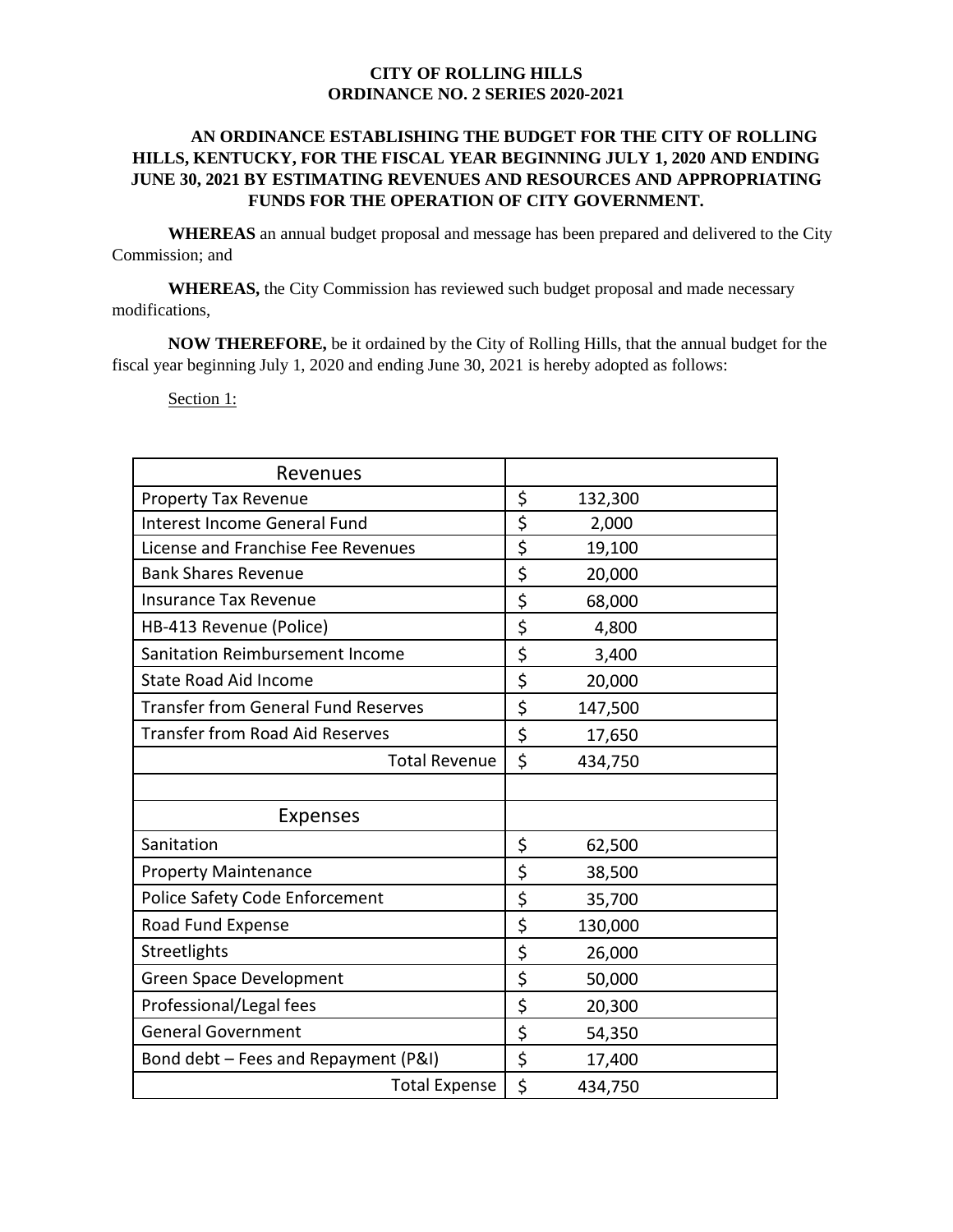**CITY OF ROLLING HILLS**
**ORDINANCE NO. 2 SERIES 2020-2021**

**AN ORDINANCE ESTABLISHING THE BUDGET FOR THE CITY OF ROLLING HILLS, KENTUCKY, FOR THE FISCAL YEAR BEGINNING JULY 1, 2020 AND ENDING JUNE 30, 2021 BY ESTIMATING REVENUES AND RESOURCES AND APPROPRIATING FUNDS FOR THE OPERATION OF CITY GOVERNMENT.**

**WHEREAS** an annual budget proposal and message has been prepared and delivered to the City Commission; and

**WHEREAS,** the City Commission has reviewed such budget proposal and made necessary modifications,

**NOW THEREFORE,** be it ordained by the City of Rolling Hills, that the annual budget for the fiscal year beginning July 1, 2020 and ending June 30, 2021 is hereby adopted as follows:

Section 1:

| Revenues | |
|---|---|
| Property Tax Revenue | $ 132,300 |
| Interest Income General Fund | $ 2,000 |
| License and Franchise Fee Revenues | $ 19,100 |
| Bank Shares Revenue | $ 20,000 |
| Insurance Tax Revenue | $ 68,000 |
| HB-413 Revenue (Police) | $ 4,800 |
| Sanitation Reimbursement Income | $ 3,400 |
| State Road Aid Income | $ 20,000 |
| Transfer from General Fund Reserves | $ 147,500 |
| Transfer from Road Aid Reserves | $ 17,650 |
| Total Revenue | $ 434,750 |
| | |
| **Expenses** | |
| Sanitation | $ 62,500 |
| Property Maintenance | $ 38,500 |
| Police Safety Code Enforcement | $ 35,700 |
| Road Fund Expense | $ 130,000 |
| Streetlights | $ 26,000 |
| Green Space Development | $ 50,000 |
| Professional/Legal fees | $ 20,300 |
| General Government | $ 54,350 |
| Bond debt – Fees and Repayment (P&I) | $ 17,400 |
| Total Expense | $ 434,750 |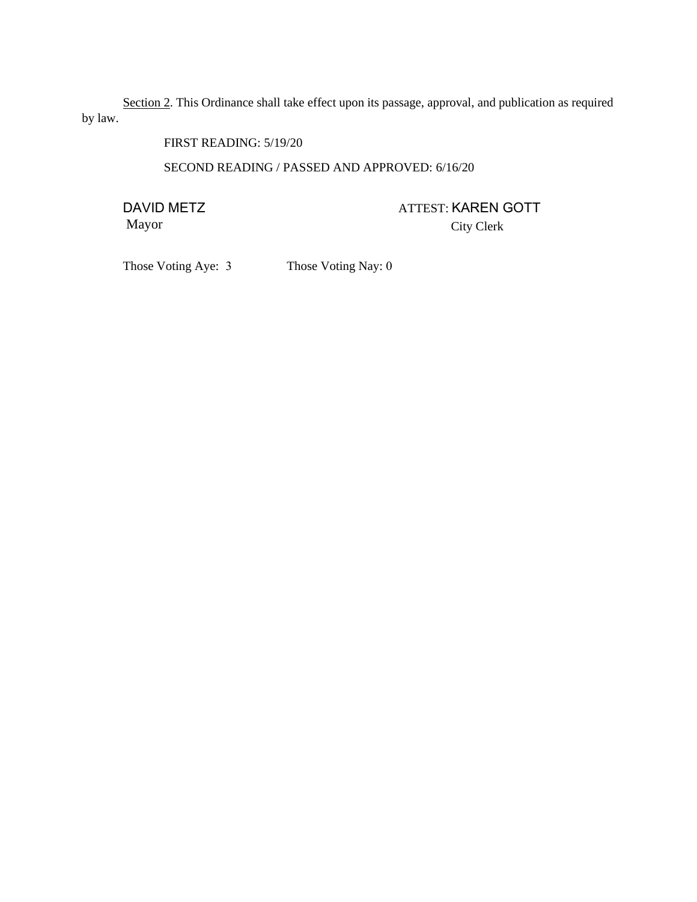Section 2. This Ordinance shall take effect upon its passage, approval, and publication as required by law.

FIRST READING: 5/19/20

SECOND READING / PASSED AND APPROVED: 6/16/20

DAVID METZ
Mayor

ATTEST: KAREN GOTT
City Clerk

Those Voting Aye: 3 Those Voting Nay: 0